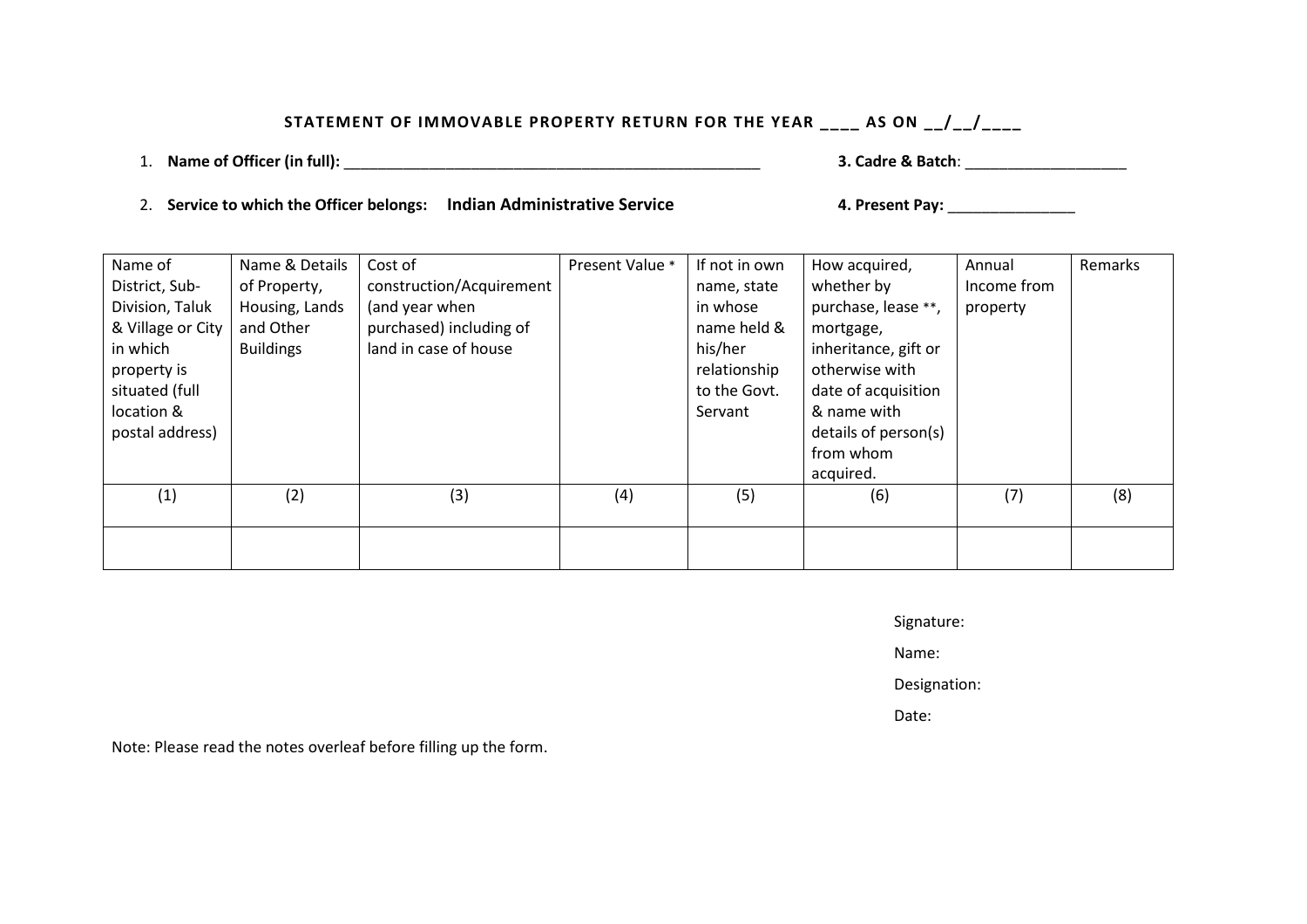**STATEMENT OF IMMOVABLE PROPERTY RETURN FOR THE YEAR ____ AS ON __/__/____**

1. **Name of Officer (in full):** ___________________________________________________ **3. Cadre & Batch**: ___________________

2. **Service to which the Officer belongs:** **Indian Administrative Service** **4. Present Pay:** _______________

| Name of District, Sub-Division, Taluk & Village or City in which property is situated (full location & postal address) | Name & Details of Property, Housing, Lands and Other Buildings | Cost of construction/Acquirement (and year when purchased) including of land in case of house | Present Value * | If not in own name, state in whose name held & his/her relationship to the Govt. Servant | How acquired, whether by purchase, lease **, mortgage, inheritance, gift or otherwise with date of acquisition & name with details of person(s) from whom acquired. | Annual Income from property | Remarks |
|---|---|---|---|---|---|---|---|
| (1) | (2) | (3) | (4) | (5) | (6) | (7) | (8) |
| | | | | | | | |

Signature:

Name:

Designation:

Date:

Note: Please read the notes overleaf before filling up the form.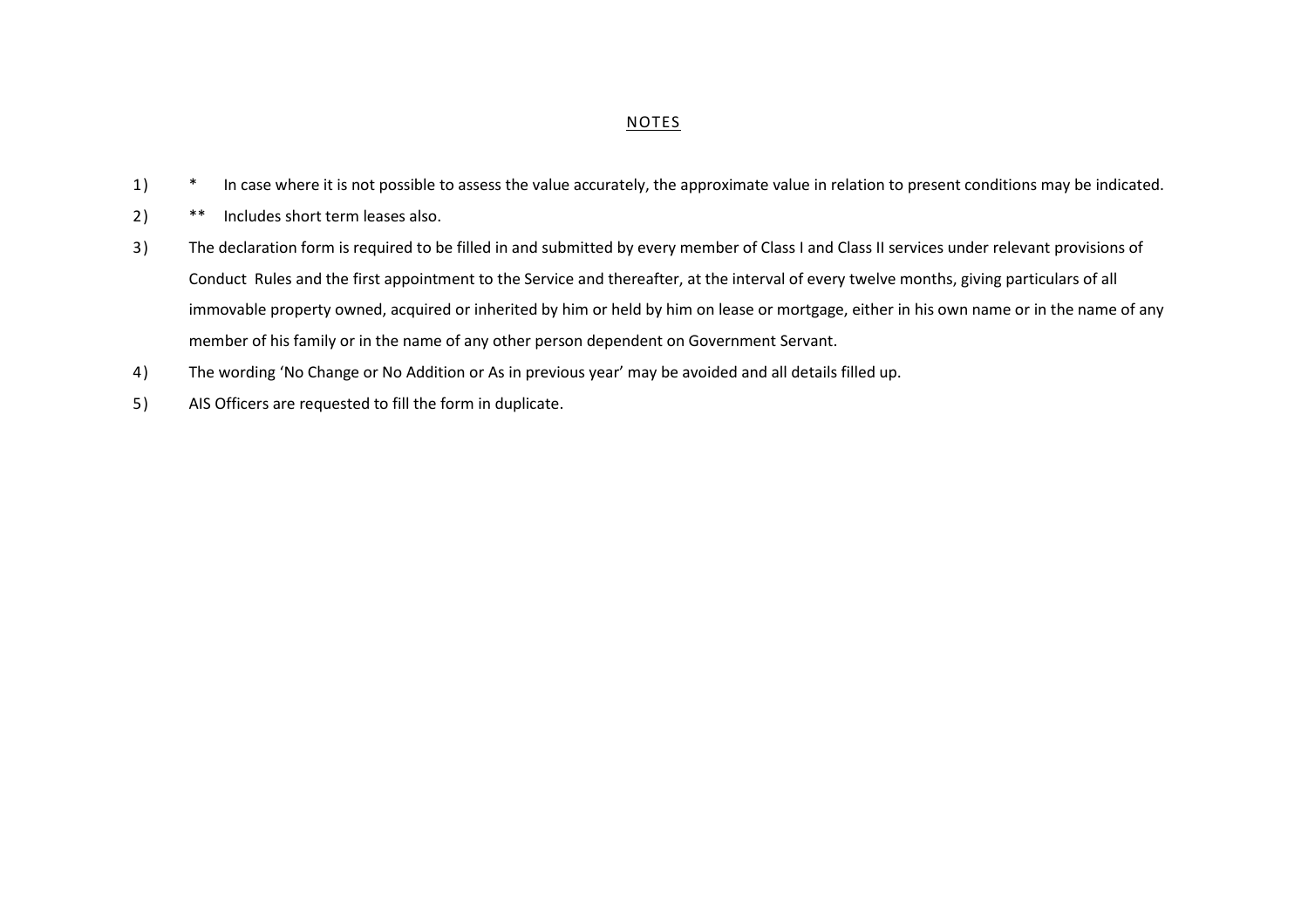## NOTES

1) * In case where it is not possible to assess the value accurately, the approximate value in relation to present conditions may be indicated.

2) ** Includes short term leases also.

3) The declaration form is required to be filled in and submitted by every member of Class I and Class II services under relevant provisions of Conduct Rules and the first appointment to the Service and thereafter, at the interval of every twelve months, giving particulars of all immovable property owned, acquired or inherited by him or held by him on lease or mortgage, either in his own name or in the name of any member of his family or in the name of any other person dependent on Government Servant.

4) The wording 'No Change or No Addition or As in previous year' may be avoided and all details filled up.

5) AIS Officers are requested to fill the form in duplicate.